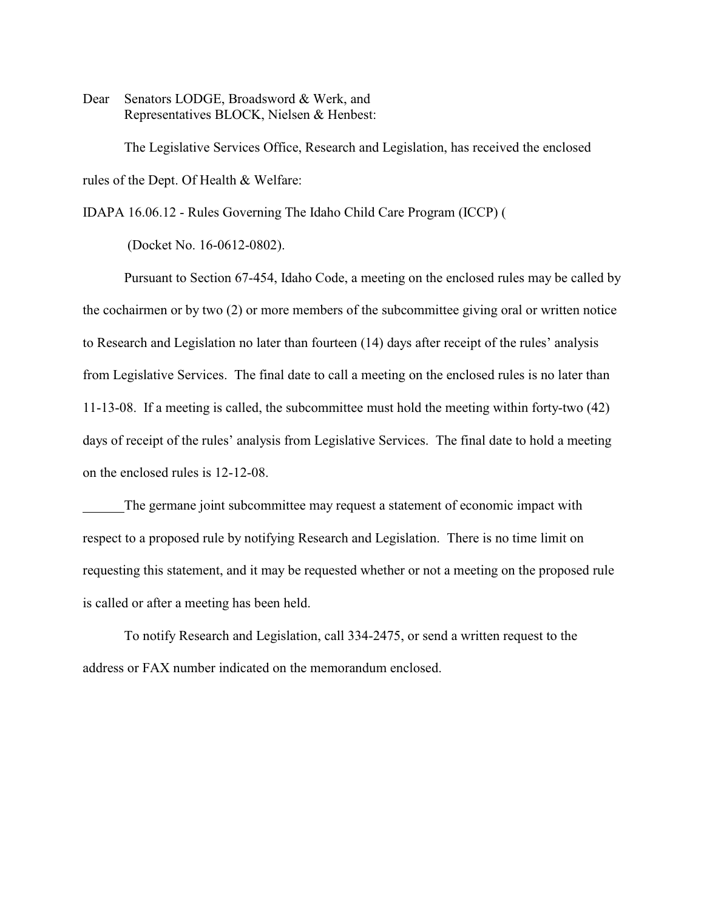Dear Senators LODGE, Broadsword & Werk, and
Representatives BLOCK, Nielsen & Henbest:

The Legislative Services Office, Research and Legislation, has received the enclosed rules of the Dept. Of Health & Welfare:

IDAPA 16.06.12 - Rules Governing The Idaho Child Care Program (ICCP) (

(Docket No. 16-0612-0802).

Pursuant to Section 67-454, Idaho Code, a meeting on the enclosed rules may be called by the cochairmen or by two (2) or more members of the subcommittee giving oral or written notice to Research and Legislation no later than fourteen (14) days after receipt of the rules' analysis from Legislative Services. The final date to call a meeting on the enclosed rules is no later than 11-13-08. If a meeting is called, the subcommittee must hold the meeting within forty-two (42) days of receipt of the rules' analysis from Legislative Services. The final date to hold a meeting on the enclosed rules is 12-12-08.

______The germane joint subcommittee may request a statement of economic impact with respect to a proposed rule by notifying Research and Legislation. There is no time limit on requesting this statement, and it may be requested whether or not a meeting on the proposed rule is called or after a meeting has been held.

To notify Research and Legislation, call 334-2475, or send a written request to the address or FAX number indicated on the memorandum enclosed.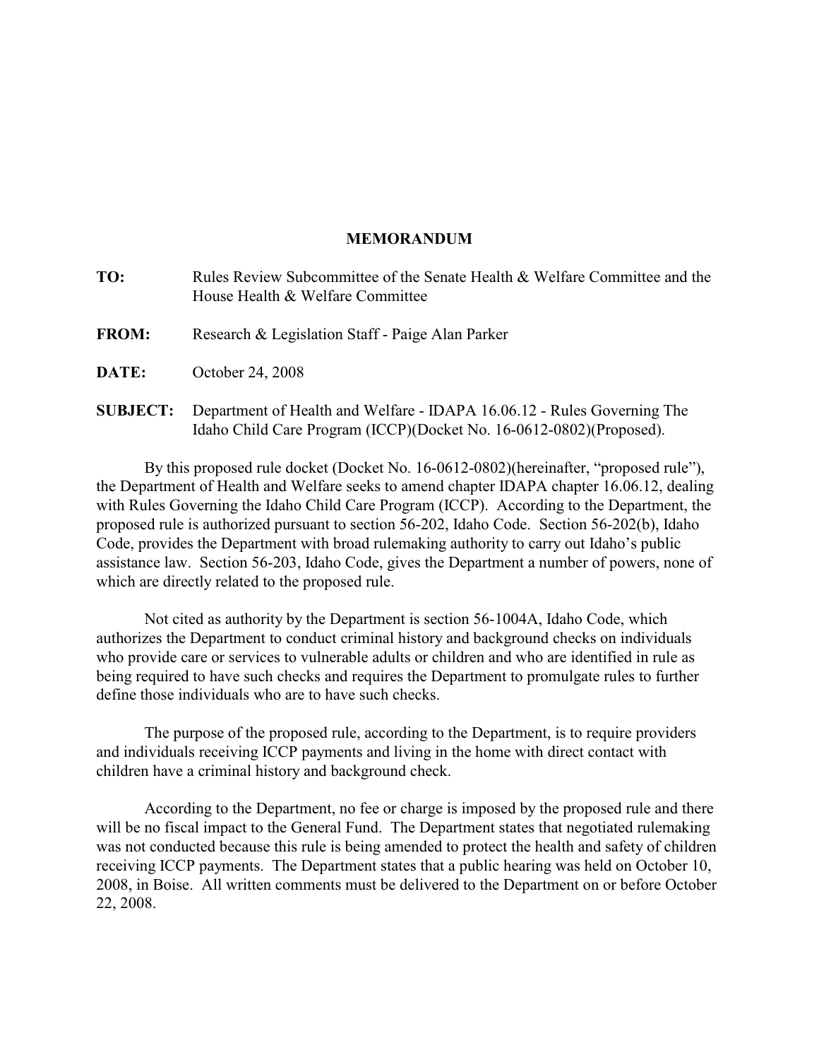**MEMORANDUM**

**TO:** Rules Review Subcommittee of the Senate Health & Welfare Committee and the House Health & Welfare Committee

**FROM:** Research & Legislation Staff - Paige Alan Parker

**DATE:** October 24, 2008

**SUBJECT:** Department of Health and Welfare - IDAPA 16.06.12 - Rules Governing The Idaho Child Care Program (ICCP)(Docket No. 16-0612-0802)(Proposed).

By this proposed rule docket (Docket No. 16-0612-0802)(hereinafter, "proposed rule"), the Department of Health and Welfare seeks to amend chapter IDAPA chapter 16.06.12, dealing with Rules Governing the Idaho Child Care Program (ICCP). According to the Department, the proposed rule is authorized pursuant to section 56-202, Idaho Code. Section 56-202(b), Idaho Code, provides the Department with broad rulemaking authority to carry out Idaho's public assistance law. Section 56-203, Idaho Code, gives the Department a number of powers, none of which are directly related to the proposed rule.

Not cited as authority by the Department is section 56-1004A, Idaho Code, which authorizes the Department to conduct criminal history and background checks on individuals who provide care or services to vulnerable adults or children and who are identified in rule as being required to have such checks and requires the Department to promulgate rules to further define those individuals who are to have such checks.

The purpose of the proposed rule, according to the Department, is to require providers and individuals receiving ICCP payments and living in the home with direct contact with children have a criminal history and background check.

According to the Department, no fee or charge is imposed by the proposed rule and there will be no fiscal impact to the General Fund. The Department states that negotiated rulemaking was not conducted because this rule is being amended to protect the health and safety of children receiving ICCP payments. The Department states that a public hearing was held on October 10, 2008, in Boise. All written comments must be delivered to the Department on or before October 22, 2008.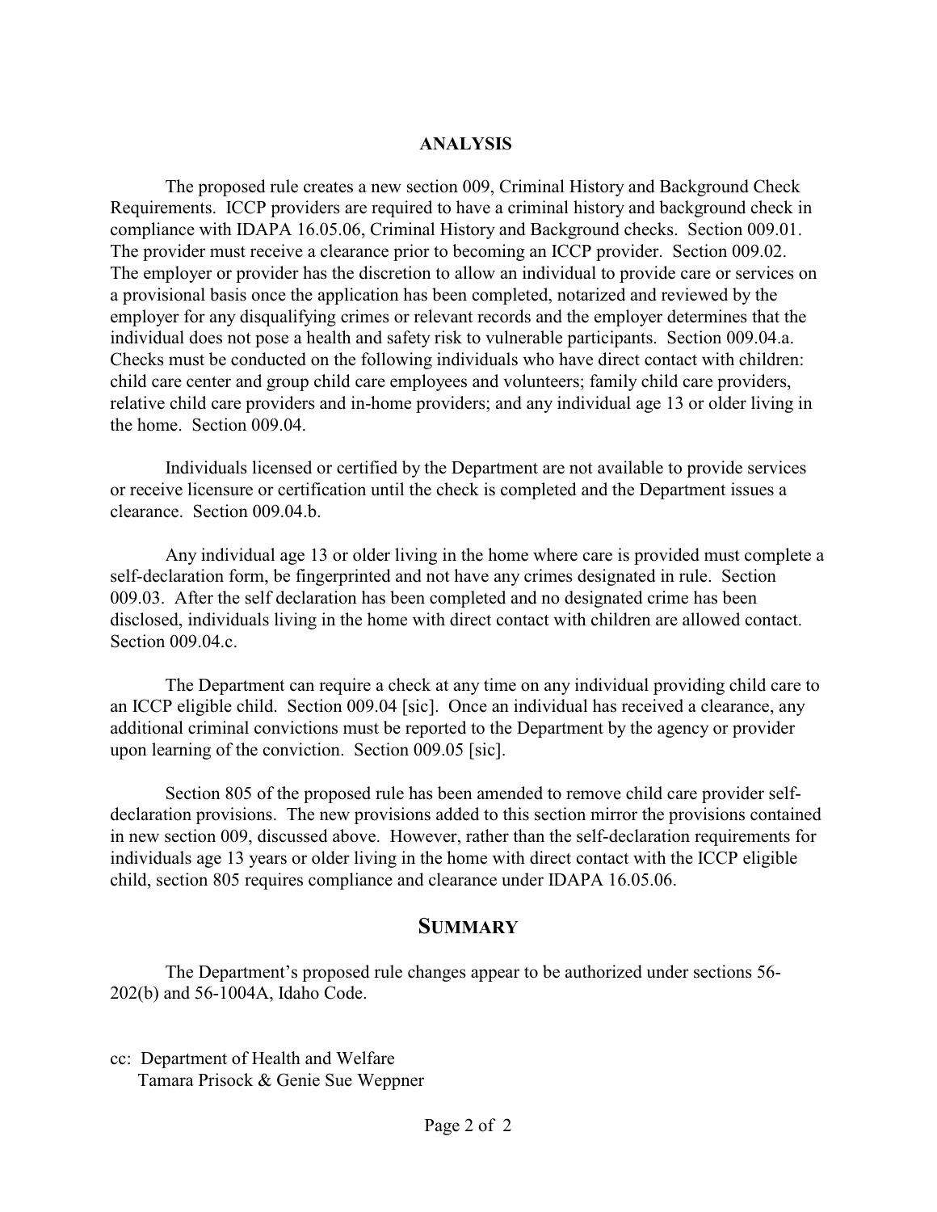## ANALYSIS

The proposed rule creates a new section 009, Criminal History and Background Check Requirements. ICCP providers are required to have a criminal history and background check in compliance with IDAPA 16.05.06, Criminal History and Background checks. Section 009.01. The provider must receive a clearance prior to becoming an ICCP provider. Section 009.02. The employer or provider has the discretion to allow an individual to provide care or services on a provisional basis once the application has been completed, notarized and reviewed by the employer for any disqualifying crimes or relevant records and the employer determines that the individual does not pose a health and safety risk to vulnerable participants. Section 009.04.a. Checks must be conducted on the following individuals who have direct contact with children: child care center and group child care employees and volunteers; family child care providers, relative child care providers and in-home providers; and any individual age 13 or older living in the home. Section 009.04.

Individuals licensed or certified by the Department are not available to provide services or receive licensure or certification until the check is completed and the Department issues a clearance. Section 009.04.b.

Any individual age 13 or older living in the home where care is provided must complete a self-declaration form, be fingerprinted and not have any crimes designated in rule. Section 009.03. After the self declaration has been completed and no designated crime has been disclosed, individuals living in the home with direct contact with children are allowed contact. Section 009.04.c.

The Department can require a check at any time on any individual providing child care to an ICCP eligible child. Section 009.04 [sic]. Once an individual has received a clearance, any additional criminal convictions must be reported to the Department by the agency or provider upon learning of the conviction. Section 009.05 [sic].

Section 805 of the proposed rule has been amended to remove child care provider self-declaration provisions. The new provisions added to this section mirror the provisions contained in new section 009, discussed above. However, rather than the self-declaration requirements for individuals age 13 years or older living in the home with direct contact with the ICCP eligible child, section 805 requires compliance and clearance under IDAPA 16.05.06.

## SUMMARY

The Department's proposed rule changes appear to be authorized under sections 56-202(b) and 56-1004A, Idaho Code.

cc: Department of Health and Welfare
Tamara Prisock & Genie Sue Weppner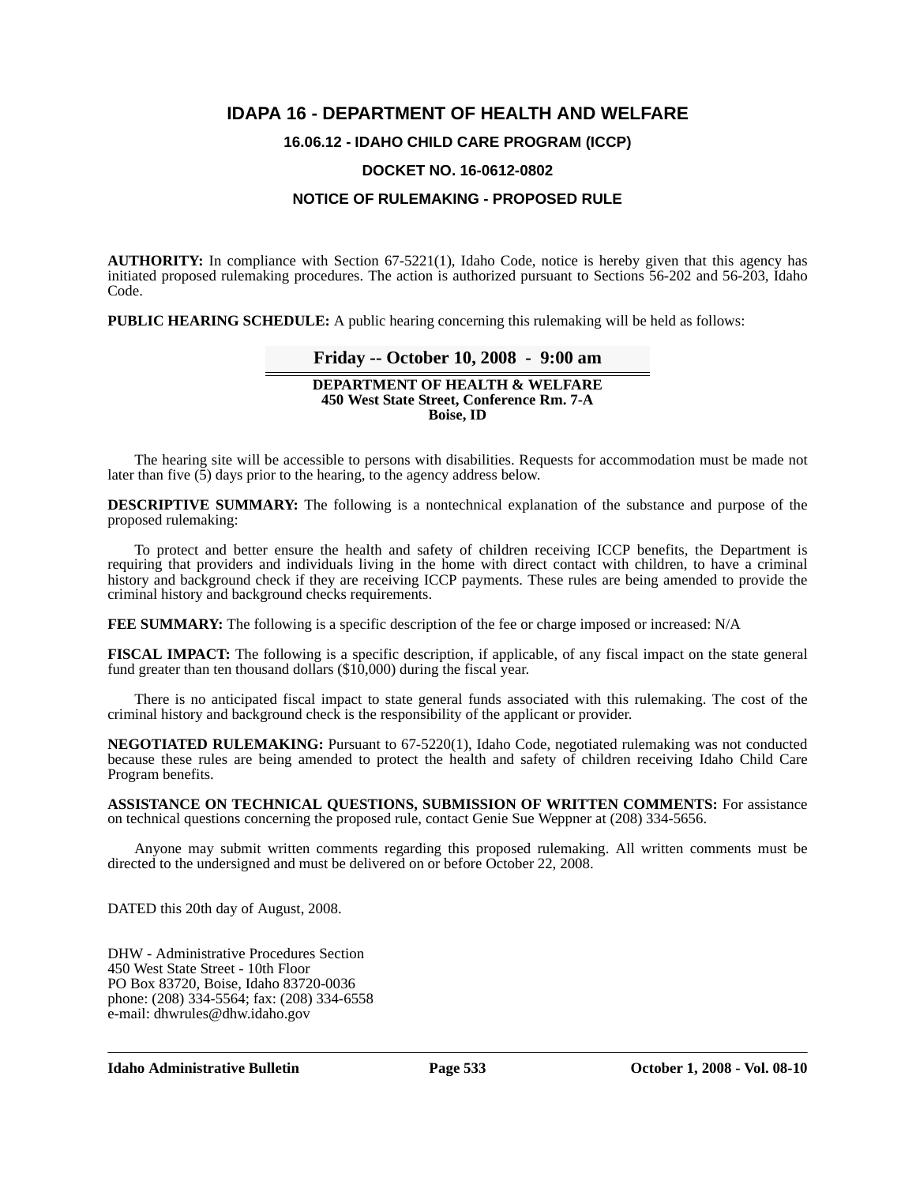# IDAPA 16 - DEPARTMENT OF HEALTH AND WELFARE

## 16.06.12 - IDAHO CHILD CARE PROGRAM (ICCP)

## DOCKET NO. 16-0612-0802

## NOTICE OF RULEMAKING - PROPOSED RULE

**AUTHORITY:** In compliance with Section 67-5221(1), Idaho Code, notice is hereby given that this agency has initiated proposed rulemaking procedures. The action is authorized pursuant to Sections 56-202 and 56-203, Idaho Code.

**PUBLIC HEARING SCHEDULE:** A public hearing concerning this rulemaking will be held as follows:

**Friday -- October 10, 2008 - 9:00 am**

**DEPARTMENT OF HEALTH & WELFARE**
**450 West State Street, Conference Rm. 7-A**
**Boise, ID**

The hearing site will be accessible to persons with disabilities. Requests for accommodation must be made not later than five (5) days prior to the hearing, to the agency address below.

**DESCRIPTIVE SUMMARY:** The following is a nontechnical explanation of the substance and purpose of the proposed rulemaking:

To protect and better ensure the health and safety of children receiving ICCP benefits, the Department is requiring that providers and individuals living in the home with direct contact with children, to have a criminal history and background check if they are receiving ICCP payments. These rules are being amended to provide the criminal history and background checks requirements.

**FEE SUMMARY:** The following is a specific description of the fee or charge imposed or increased: N/A

**FISCAL IMPACT:** The following is a specific description, if applicable, of any fiscal impact on the state general fund greater than ten thousand dollars ($10,000) during the fiscal year.

There is no anticipated fiscal impact to state general funds associated with this rulemaking. The cost of the criminal history and background check is the responsibility of the applicant or provider.

**NEGOTIATED RULEMAKING:** Pursuant to 67-5220(1), Idaho Code, negotiated rulemaking was not conducted because these rules are being amended to protect the health and safety of children receiving Idaho Child Care Program benefits.

**ASSISTANCE ON TECHNICAL QUESTIONS, SUBMISSION OF WRITTEN COMMENTS:** For assistance on technical questions concerning the proposed rule, contact Genie Sue Weppner at (208) 334-5656.

Anyone may submit written comments regarding this proposed rulemaking. All written comments must be directed to the undersigned and must be delivered on or before October 22, 2008.

DATED this 20th day of August, 2008.

DHW - Administrative Procedures Section
450 West State Street - 10th Floor
PO Box 83720, Boise, Idaho 83720-0036
phone: (208) 334-5564; fax: (208) 334-6558
e-mail: dhwrules@dhw.idaho.gov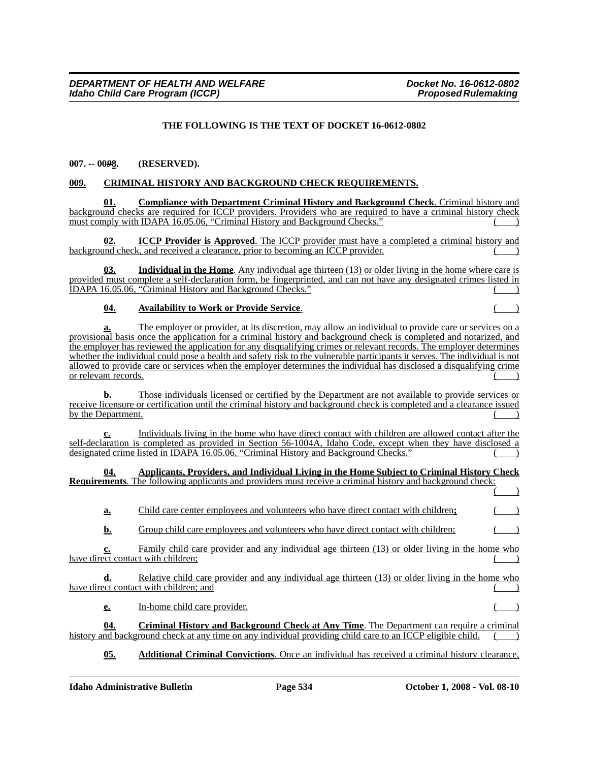THE FOLLOWING IS THE TEXT OF DOCKET 16-0612-0802

**007. -- 0098. (RESERVED).**

**009. CRIMINAL HISTORY AND BACKGROUND CHECK REQUIREMENTS.**

**01. Compliance with Department Criminal History and Background Check**. Criminal history and background checks are required for ICCP providers. Providers who are required to have a criminal history check must comply with IDAPA 16.05.06, "Criminal History and Background Checks." ( )

**02. ICCP Provider is Approved**. The ICCP provider must have a completed a criminal history and background check, and received a clearance, prior to becoming an ICCP provider. ( )

**03. Individual in the Home**. Any individual age thirteen (13) or older living in the home where care is provided must complete a self-declaration form, be fingerprinted, and can not have any designated crimes listed in IDAPA 16.05.06, "Criminal History and Background Checks." ( )

**04. Availability to Work or Provide Service**. ( )

**a.** The employer or provider, at its discretion, may allow an individual to provide care or services on a provisional basis once the application for a criminal history and background check is completed and notarized, and the employer has reviewed the application for any disqualifying crimes or relevant records. The employer determines whether the individual could pose a health and safety risk to the vulnerable participants it serves. The individual is not allowed to provide care or services when the employer determines the individual has disclosed a disqualifying crime or relevant records. ( )

**b.** Those individuals licensed or certified by the Department are not available to provide services or receive licensure or certification until the criminal history and background check is completed and a clearance issued by the Department. ( )

**c.** Individuals living in the home who have direct contact with children are allowed contact after the self-declaration is completed as provided in Section 56-1004A, Idaho Code, except when they have disclosed a designated crime listed in IDAPA 16.05.06, "Criminal History and Background Checks." ( )

**04. Applicants, Providers, and Individual Living in the Home Subject to Criminal History Check Requirements**. The following applicants and providers must receive a criminal history and background check: ( )

**a.** Child care center employees and volunteers who have direct contact with children**;** ( )

**b.** Group child care employees and volunteers who have direct contact with children; ( )

**c.** Family child care provider and any individual age thirteen (13) or older living in the home who have direct contact with children; ( )

**d.** Relative child care provider and any individual age thirteen (13) or older living in the home who have direct contact with children; and ( )

**e.** In-home child care provider. ( )

**04. Criminal History and Background Check at Any Time**. The Department can require a criminal history and background check at any time on any individual providing child care to an ICCP eligible child. ( )

**05. Additional Criminal Convictions**. Once an individual has received a criminal history clearance,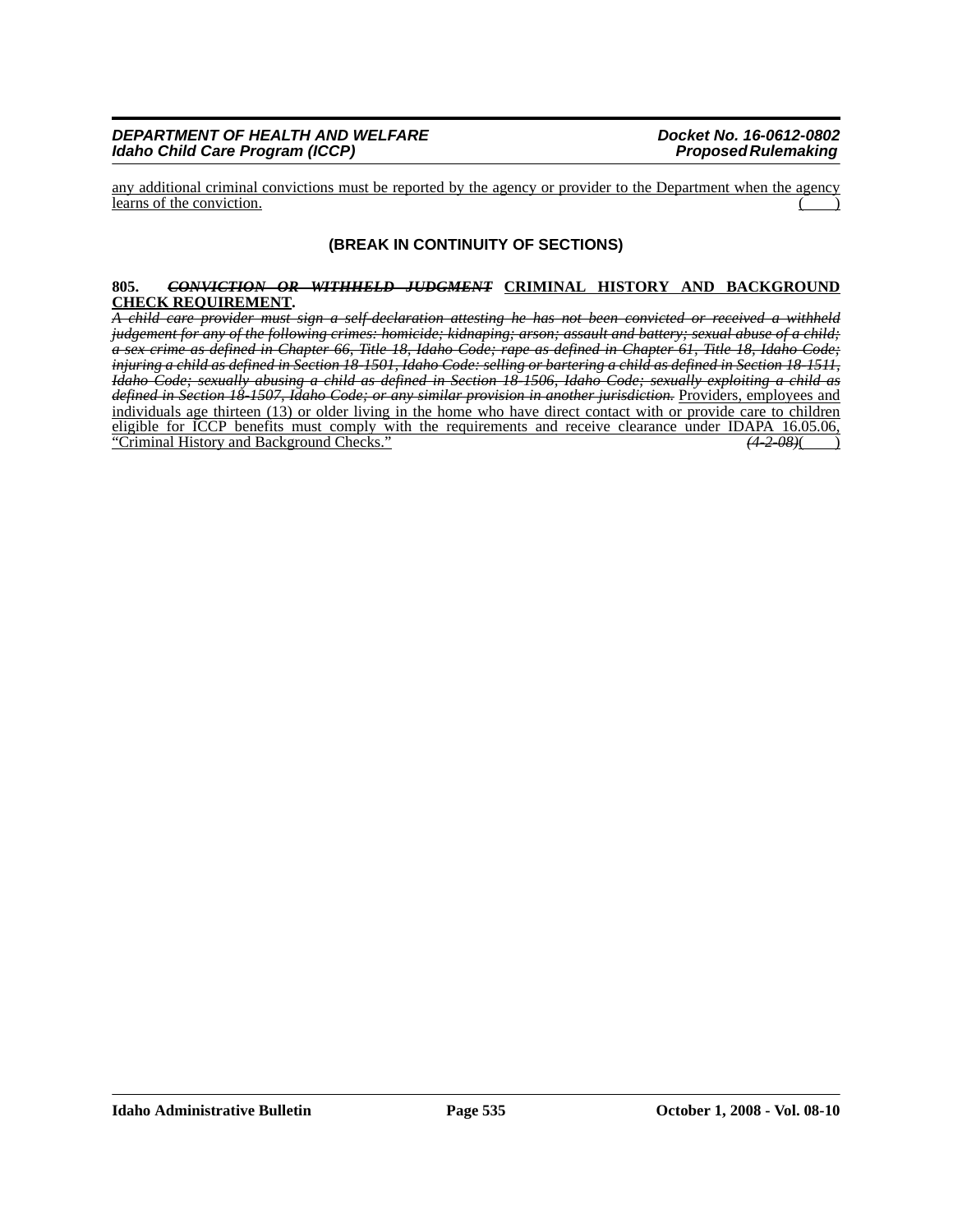any additional criminal convictions must be reported by the agency or provider to the Department when the agency learns of the conviction. ( )

**(BREAK IN CONTINUITY OF SECTIONS)**

**805. ~~*CONVICTION OR WITHHELD JUDGMENT*~~ CRIMINAL HISTORY AND BACKGROUND CHECK REQUIREMENT.**

~~*A child care provider must sign a self-declaration attesting he has not been convicted or received a withheld judgement for any of the following crimes: homicide; kidnaping; arson; assault and battery; sexual abuse of a child; a sex crime as defined in Chapter 66, Title 18, Idaho Code; rape as defined in Chapter 61, Title 18, Idaho Code; injuring a child as defined in Section 18-1501, Idaho Code: selling or bartering a child as defined in Section 18-1511, Idaho Code; sexually abusing a child as defined in Section 18-1506, Idaho Code; sexually exploiting a child as defined in Section 18-1507, Idaho Code; or any similar provision in another jurisdiction.*~~ Providers, employees and individuals age thirteen (13) or older living in the home who have direct contact with or provide care to children eligible for ICCP benefits must comply with the requirements and receive clearance under IDAPA 16.05.06, "Criminal History and Background Checks." ~~*(4-2-08)*~~( )